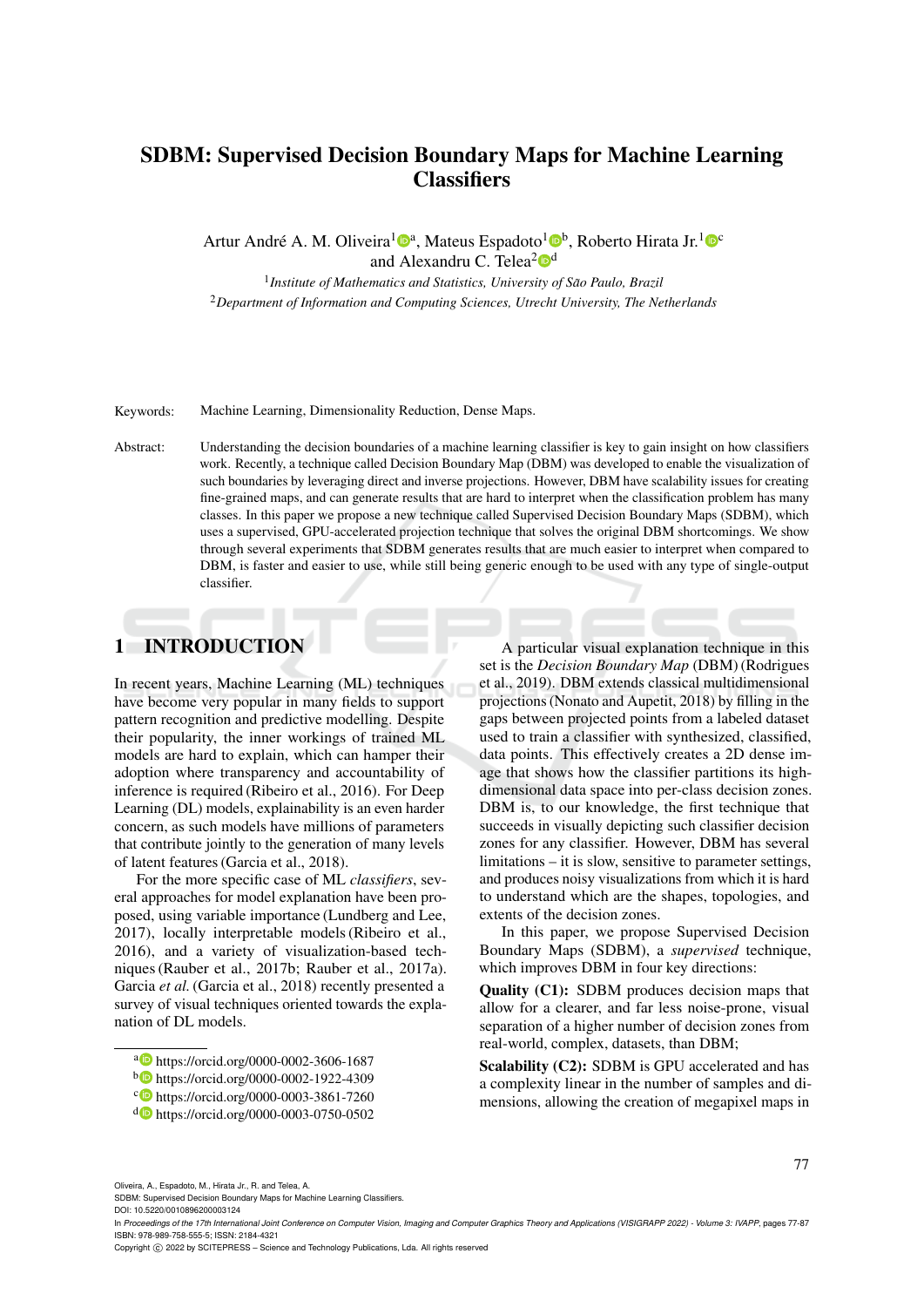# SDBM: Supervised Decision Boundary Maps for Machine Learning Classifiers

Artur André A. M. Oliveira[1] [a], Mateus Espadoto[1] [b], Roberto Hirata Jr.[1] [c] and Alexandru C. Telea[2] [d]

[1] *Institute of Mathematics and Statistics, University of São Paulo, Brazil*
[2] *Department of Information and Computing Sciences, Utrecht University, The Netherlands*

Keywords: Machine Learning, Dimensionality Reduction, Dense Maps.

Abstract: Understanding the decision boundaries of a machine learning classifier is key to gain insight on how classifiers work. Recently, a technique called Decision Boundary Map (DBM) was developed to enable the visualization of such boundaries by leveraging direct and inverse projections. However, DBM have scalability issues for creating fine-grained maps, and can generate results that are hard to interpret when the classification problem has many classes. In this paper we propose a new technique called Supervised Decision Boundary Maps (SDBM), which uses a supervised, GPU-accelerated projection technique that solves the original DBM shortcomings. We show through several experiments that SDBM generates results that are much easier to interpret when compared to DBM, is faster and easier to use, while still being generic enough to be used with any type of single-output classifier.

## 1 INTRODUCTION

In recent years, Machine Learning (ML) techniques have become very popular in many fields to support pattern recognition and predictive modelling. Despite their popularity, the inner workings of trained ML models are hard to explain, which can hamper their adoption where transparency and accountability of inference is required (Ribeiro et al., 2016). For Deep Learning (DL) models, explainability is an even harder concern, as such models have millions of parameters that contribute jointly to the generation of many levels of latent features (Garcia et al., 2018).

For the more specific case of ML *classifiers*, several approaches for model explanation have been proposed, using variable importance (Lundberg and Lee, 2017), locally interpretable models (Ribeiro et al., 2016), and a variety of visualization-based techniques (Rauber et al., 2017b; Rauber et al., 2017a). Garcia *et al.* (Garcia et al., 2018) recently presented a survey of visual techniques oriented towards the explanation of DL models.

A particular visual explanation technique in this set is the *Decision Boundary Map* (DBM) (Rodrigues et al., 2019). DBM extends classical multidimensional projections (Nonato and Aupetit, 2018) by filling in the gaps between projected points from a labeled dataset used to train a classifier with synthesized, classified, data points. This effectively creates a 2D dense image that shows how the classifier partitions its high-dimensional data space into per-class decision zones. DBM is, to our knowledge, the first technique that succeeds in visually depicting such classifier decision zones for any classifier. However, DBM has several limitations – it is slow, sensitive to parameter settings, and produces noisy visualizations from which it is hard to understand which are the shapes, topologies, and extents of the decision zones.

In this paper, we propose Supervised Decision Boundary Maps (SDBM), a *supervised* technique, which improves DBM in four key directions:

**Quality (C1):** SDBM produces decision maps that allow for a clearer, and far less noise-prone, visual separation of a higher number of decision zones from real-world, complex, datasets, than DBM;

**Scalability (C2):** SDBM is GPU accelerated and has a complexity linear in the number of samples and dimensions, allowing the creation of megapixel maps in

[a] https://orcid.org/0000-0002-3606-1687
[b] https://orcid.org/0000-0002-1922-4309
[c] https://orcid.org/0000-0003-3861-7260
[d] https://orcid.org/0000-0003-0750-0502

Oliveira, A., Espadoto, M., Hirata Jr., R. and Telea, A.
SDBM: Supervised Decision Boundary Maps for Machine Learning Classifiers.
DOI: 10.5220/0010896200003124
In *Proceedings of the 17th International Joint Conference on Computer Vision, Imaging and Computer Graphics Theory and Applications (VISIGRAPP 2022) - Volume 3: IVAPP*, pages 77-87
ISBN: 978-989-758-555-5; ISSN: 2184-4321
Copyright © 2022 by SCITEPRESS – Science and Technology Publications, Lda. All rights reserved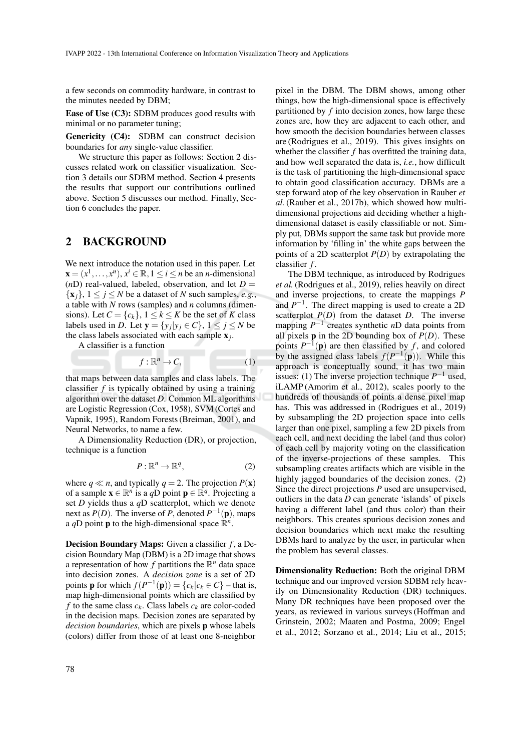a few seconds on commodity hardware, in contrast to the minutes needed by DBM;

**Ease of Use (C3):** SDBM produces good results with minimal or no parameter tuning;

**Genericity (C4):** SDBM can construct decision boundaries for *any* single-value classifier.

We structure this paper as follows: Section 2 discusses related work on classifier visualization. Section 3 details our SDBM method. Section 4 presents the results that support our contributions outlined above. Section 5 discusses our method. Finally, Section 6 concludes the paper.

## 2 BACKGROUND

We next introduce the notation used in this paper. Let $\mathbf{x} = (x^1, \ldots, x^n)$, $x^i \in \mathbb{R}, 1 \leq i \leq n$ be an $n$-dimensional ($n$D) real-valued, labeled, observation, and let $D = \{\mathbf{x}_j\}$, $1 \leq j \leq N$ be a dataset of $N$ such samples, *e.g.*, a table with $N$ rows (samples) and $n$ columns (dimensions). Let $C = \{c_k\}$, $1 \leq k \leq K$ be the set of $K$ class labels used in $D$. Let $\mathbf{y} = \{y_j | y_j \in C\}$, $1 \leq j \leq N$ be the class labels associated with each sample $\mathbf{x}_j$.

A classifier is a function

$$f : \mathbb{R}^n \rightarrow C, \tag{1}$$

that maps between data samples and class labels. The classifier $f$ is typically obtained by using a training algorithm over the dataset $D$. Common ML algorithms are Logistic Regression (Cox, 1958), SVM (Cortes and Vapnik, 1995), Random Forests (Breiman, 2001), and Neural Networks, to name a few.

A Dimensionality Reduction (DR), or projection, technique is a function

$$P : \mathbb{R}^n \rightarrow \mathbb{R}^q, \tag{2}$$

where $q \ll n$, and typically $q = 2$. The projection $P(\mathbf{x})$ of a sample $\mathbf{x} \in \mathbb{R}^n$ is a $q$D point $\mathbf{p} \in \mathbb{R}^q$. Projecting a set $D$ yields thus a $q$D scatterplot, which we denote next as $P(D)$. The inverse of $P$, denoted $P^{-1}(\mathbf{p})$, maps a $q$D point $\mathbf{p}$ to the high-dimensional space $\mathbb{R}^n$.

**Decision Boundary Maps:** Given a classifier $f$, a Decision Boundary Map (DBM) is a 2D image that shows a representation of how $f$ partitions the $\mathbb{R}^n$ data space into decision zones. A *decision zone* is a set of 2D points $\mathbf{p}$ for which $f(P^{-1}(\mathbf{p})) = \{c_k | c_k \in C\}$ – that is, map high-dimensional points which are classified by $f$ to the same class $c_k$. Class labels $c_k$ are color-coded in the decision maps. Decision zones are separated by *decision boundaries*, which are pixels $\mathbf{p}$ whose labels (colors) differ from those of at least one 8-neighbor pixel in the DBM. The DBM shows, among other things, how the high-dimensional space is effectively partitioned by $f$ into decision zones, how large these zones are, how they are adjacent to each other, and how smooth the decision boundaries between classes are (Rodrigues et al., 2019). This gives insights on whether the classifier $f$ has overfitted the training data, and how well separated the data is, *i.e.*, how difficult is the task of partitioning the high-dimensional space to obtain good classification accuracy. DBMs are a step forward atop of the key observation in Rauber *et al.* (Rauber et al., 2017b), which showed how multidimensional projections aid deciding whether a high-dimensional dataset is easily classifiable or not. Simply put, DBMs support the same task but provide more information by 'filling in' the white gaps between the points of a 2D scatterplot $P(D)$ by extrapolating the classifier $f$.

The DBM technique, as introduced by Rodrigues *et al.* (Rodrigues et al., 2019), relies heavily on direct and inverse projections, to create the mappings $P$ and $P^{-1}$. The direct mapping is used to create a 2D scatterplot $P(D)$ from the dataset $D$. The inverse mapping $P^{-1}$ creates synthetic $n$D data points from all pixels $\mathbf{p}$ in the 2D bounding box of $P(D)$. These points $P^{-1}(\mathbf{p})$ are then classified by $f$, and colored by the assigned class labels $f(P^{-1}(\mathbf{p}))$. While this approach is conceptually sound, it has two main issues: (1) The inverse projection technique $P^{-1}$ used, iLAMP (Amorim et al., 2012), scales poorly to the hundreds of thousands of points a dense pixel map has. This was addressed in (Rodrigues et al., 2019) by subsampling the 2D projection space into cells larger than one pixel, sampling a few 2D pixels from each cell, and next deciding the label (and thus color) of each cell by majority voting on the classification of the inverse-projections of these samples. This subsampling creates artifacts which are visible in the highly jagged boundaries of the decision zones. (2) Since the direct projections $P$ used are unsupervised, outliers in the data $D$ can generate 'islands' of pixels having a different label (and thus color) than their neighbors. This creates spurious decision zones and decision boundaries which next make the resulting DBMs hard to analyze by the user, in particular when the problem has several classes.

**Dimensionality Reduction:** Both the original DBM technique and our improved version SDBM rely heavily on Dimensionality Reduction (DR) techniques. Many DR techniques have been proposed over the years, as reviewed in various surveys (Hoffman and Grinstein, 2002; Maaten and Postma, 2009; Engel et al., 2012; Sorzano et al., 2014; Liu et al., 2015;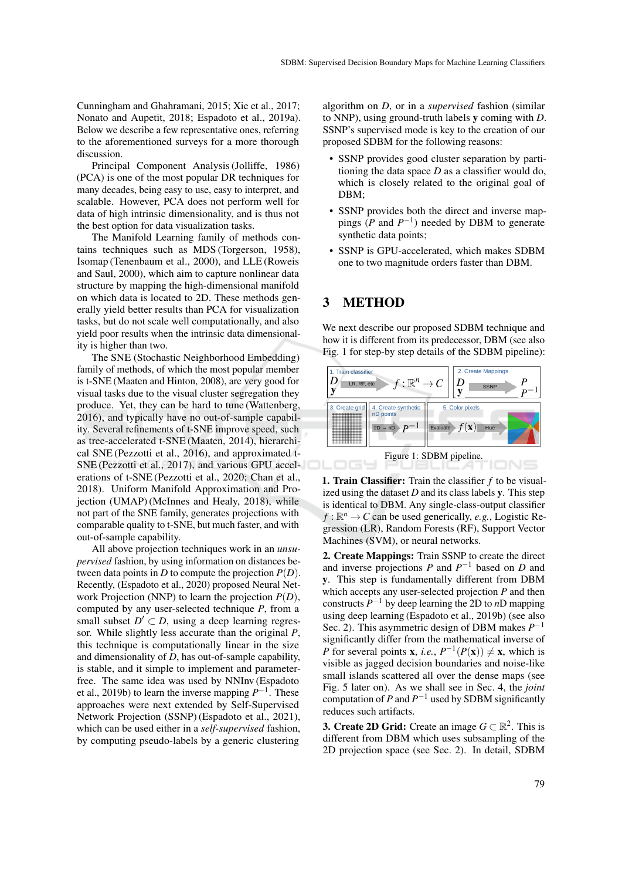Cunningham and Ghahramani, 2015; Xie et al., 2017; Nonato and Aupetit, 2018; Espadoto et al., 2019a). Below we describe a few representative ones, referring to the aforementioned surveys for a more thorough discussion.

Principal Component Analysis (Jolliffe, 1986) (PCA) is one of the most popular DR techniques for many decades, being easy to use, easy to interpret, and scalable. However, PCA does not perform well for data of high intrinsic dimensionality, and is thus not the best option for data visualization tasks.

The Manifold Learning family of methods contains techniques such as MDS (Torgerson, 1958), Isomap (Tenenbaum et al., 2000), and LLE (Roweis and Saul, 2000), which aim to capture nonlinear data structure by mapping the high-dimensional manifold on which data is located to 2D. These methods generally yield better results than PCA for visualization tasks, but do not scale well computationally, and also yield poor results when the intrinsic data dimensionality is higher than two.

The SNE (Stochastic Neighborhood Embedding) family of methods, of which the most popular member is t-SNE (Maaten and Hinton, 2008), are very good for visual tasks due to the visual cluster segregation they produce. Yet, they can be hard to tune (Wattenberg, 2016), and typically have no out-of-sample capability. Several refinements of t-SNE improve speed, such as tree-accelerated t-SNE (Maaten, 2014), hierarchical SNE (Pezzotti et al., 2016), and approximated t-SNE (Pezzotti et al., 2017), and various GPU accelerations of t-SNE (Pezzotti et al., 2020; Chan et al., 2018). Uniform Manifold Approximation and Projection (UMAP) (McInnes and Healy, 2018), while not part of the SNE family, generates projections with comparable quality to t-SNE, but much faster, and with out-of-sample capability.

All above projection techniques work in an *unsupervised* fashion, by using information on distances between data points in $D$ to compute the projection $P(D)$. Recently, (Espadoto et al., 2020) proposed Neural Network Projection (NNP) to learn the projection $P(D)$, computed by any user-selected technique $P$, from a small subset $D' \subset D$, using a deep learning regressor. While slightly less accurate than the original $P$, this technique is computationally linear in the size and dimensionality of $D$, has out-of-sample capability, is stable, and it simple to implement and parameter-free. The same idea was used by NNInv (Espadoto et al., 2019b) to learn the inverse mapping $P^{-1}$. These approaches were next extended by Self-Supervised Network Projection (SSNP) (Espadoto et al., 2021), which can be used either in a *self-supervised* fashion, by computing pseudo-labels by a generic clustering algorithm on $D$, or in a *supervised* fashion (similar to NNP), using ground-truth labels $\mathbf{y}$ coming with $D$. SSNP's supervised mode is key to the creation of our proposed SDBM for the following reasons:

- SSNP provides good cluster separation by partitioning the data space $D$ as a classifier would do, which is closely related to the original goal of DBM;
- SSNP provides both the direct and inverse mappings ($P$ and $P^{-1}$) needed by DBM to generate synthetic data points;
- SSNP is GPU-accelerated, which makes SDBM one to two magnitude orders faster than DBM.

## 3 METHOD

We next describe our proposed SDBM technique and how it is different from its predecessor, DBM (see also Fig. 1 for step-by step details of the SDBM pipeline):

Figure 1: SDBM pipeline.

**1. Train Classifier:** Train the classifier $f$ to be visualized using the dataset $D$ and its class labels $\mathbf{y}$. This step is identical to DBM. Any single-class-output classifier $f : \mathbb{R}^n \rightarrow C$ can be used generically, *e.g.*, Logistic Regression (LR), Random Forests (RF), Support Vector Machines (SVM), or neural networks.

**2. Create Mappings:** Train SSNP to create the direct and inverse projections $P$ and $P^{-1}$ based on $D$ and $\mathbf{y}$. This step is fundamentally different from DBM which accepts any user-selected projection $P$ and then constructs $P^{-1}$ by deep learning the 2D to $n$D mapping using deep learning (Espadoto et al., 2019b) (see also Sec. 2). This asymmetric design of DBM makes $P^{-1}$ significantly differ from the mathematical inverse of $P$ for several points $\mathbf{x}$, *i.e.*, $P^{-1}(P(\mathbf{x})) \neq \mathbf{x}$, which is visible as jagged decision boundaries and noise-like small islands scattered all over the dense maps (see Fig. 5 later on). As we shall see in Sec. 4, the *joint* computation of $P$ and $P^{-1}$ used by SDBM significantly reduces such artifacts.

**3. Create 2D Grid:** Create an image $G \subset \mathbb{R}^2$. This is different from DBM which uses subsampling of the 2D projection space (see Sec. 2). In detail, SDBM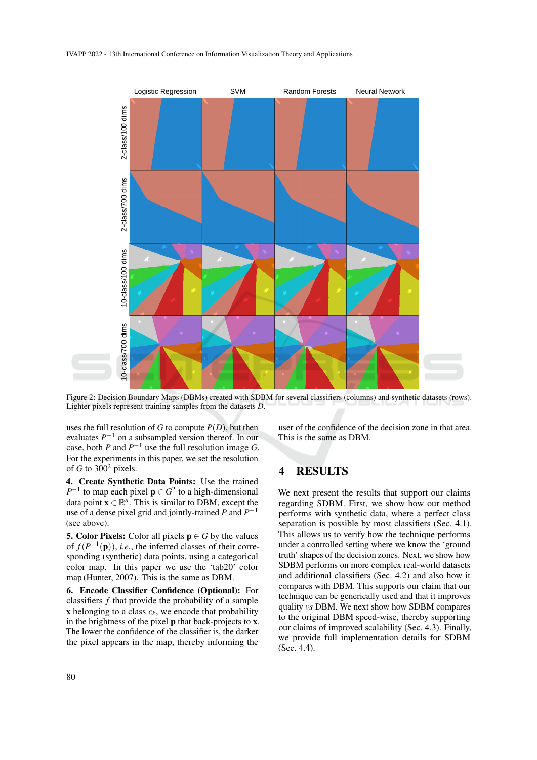Figure 2: Decision Boundary Maps (DBMs) created with SDBM for several classifiers (columns) and synthetic datasets (rows). Lighter pixels represent training samples from the datasets $D$.

uses the full resolution of $G$ to compute $P(D)$, but then evaluates $P^{-1}$ on a subsampled version thereof. In our case, both $P$ and $P^{-1}$ use the full resolution image $G$. For the experiments in this paper, we set the resolution of $G$ to $300^2$ pixels.

**4. Create Synthetic Data Points:** Use the trained $P^{-1}$ to map each pixel $\mathbf{p} \in G^2$ to a high-dimensional data point $\mathbf{x} \in \mathbb{R}^n$. This is similar to DBM, except the use of a dense pixel grid and jointly-trained $P$ and $P^{-1}$ (see above).

**5. Color Pixels:** Color all pixels $\mathbf{p} \in G$ by the values of $f(P^{-1}(\mathbf{p}))$, *i.e.*, the inferred classes of their corresponding (synthetic) data points, using a categorical color map. In this paper we use the 'tab20' color map (Hunter, 2007). This is the same as DBM.

**6. Encode Classifier Confidence (Optional):** For classifiers $f$ that provide the probability of a sample $\mathbf{x}$ belonging to a class $c_k$, we encode that probability in the brightness of the pixel $\mathbf{p}$ that back-projects to $\mathbf{x}$. The lower the confidence of the classifier is, the darker the pixel appears in the map, thereby informing the user of the confidence of the decision zone in that area. This is the same as DBM.

# 4 RESULTS

We next present the results that support our claims regarding SDBM. First, we show how our method performs with synthetic data, where a perfect class separation is possible by most classifiers (Sec. 4.1). This allows us to verify how the technique performs under a controlled setting where we know the 'ground truth' shapes of the decision zones. Next, we show how SDBM performs on more complex real-world datasets and additional classifiers (Sec. 4.2) and also how it compares with DBM. This supports our claim that our technique can be generically used and that it improves quality *vs* DBM. We next show how SDBM compares to the original DBM speed-wise, thereby supporting our claims of improved scalability (Sec. 4.3). Finally, we provide full implementation details for SDBM (Sec. 4.4).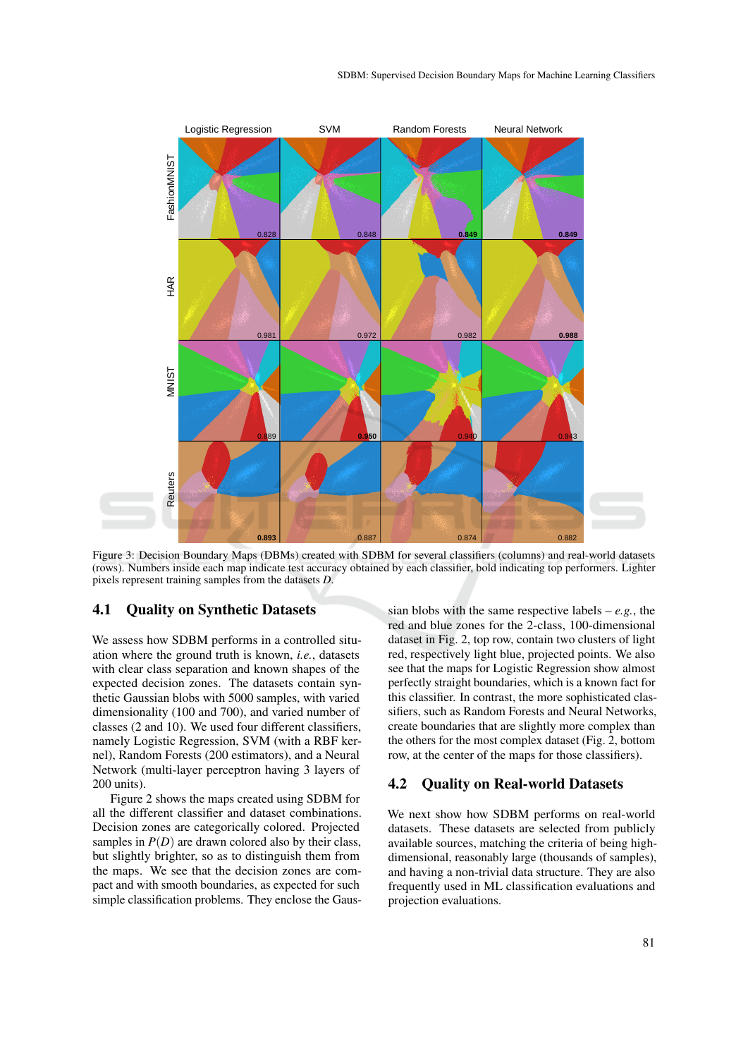Figure 3: Decision Boundary Maps (DBMs) created with SDBM for several classifiers (columns) and real-world datasets (rows). Numbers inside each map indicate test accuracy obtained by each classifier, bold indicating top performers. Lighter pixels represent training samples from the datasets *D*.

### 4.1 Quality on Synthetic Datasets

We assess how SDBM performs in a controlled situation where the ground truth is known, *i.e.*, datasets with clear class separation and known shapes of the expected decision zones. The datasets contain synthetic Gaussian blobs with 5000 samples, with varied dimensionality (100 and 700), and varied number of classes (2 and 10). We used four different classifiers, namely Logistic Regression, SVM (with a RBF kernel), Random Forests (200 estimators), and a Neural Network (multi-layer perceptron having 3 layers of 200 units).

Figure 2 shows the maps created using SDBM for all the different classifier and dataset combinations. Decision zones are categorically colored. Projected samples in $P(D)$ are drawn colored also by their class, but slightly brighter, so as to distinguish them from the maps. We see that the decision zones are compact and with smooth boundaries, as expected for such simple classification problems. They enclose the Gaussian blobs with the same respective labels – *e.g.*, the red and blue zones for the 2-class, 100-dimensional dataset in Fig. 2, top row, contain two clusters of light red, respectively light blue, projected points. We also see that the maps for Logistic Regression show almost perfectly straight boundaries, which is a known fact for this classifier. In contrast, the more sophisticated classifiers, such as Random Forests and Neural Networks, create boundaries that are slightly more complex than the others for the most complex dataset (Fig. 2, bottom row, at the center of the maps for those classifiers).

### 4.2 Quality on Real-world Datasets

We next show how SDBM performs on real-world datasets. These datasets are selected from publicly available sources, matching the criteria of being high-dimensional, reasonably large (thousands of samples), and having a non-trivial data structure. They are also frequently used in ML classification evaluations and projection evaluations.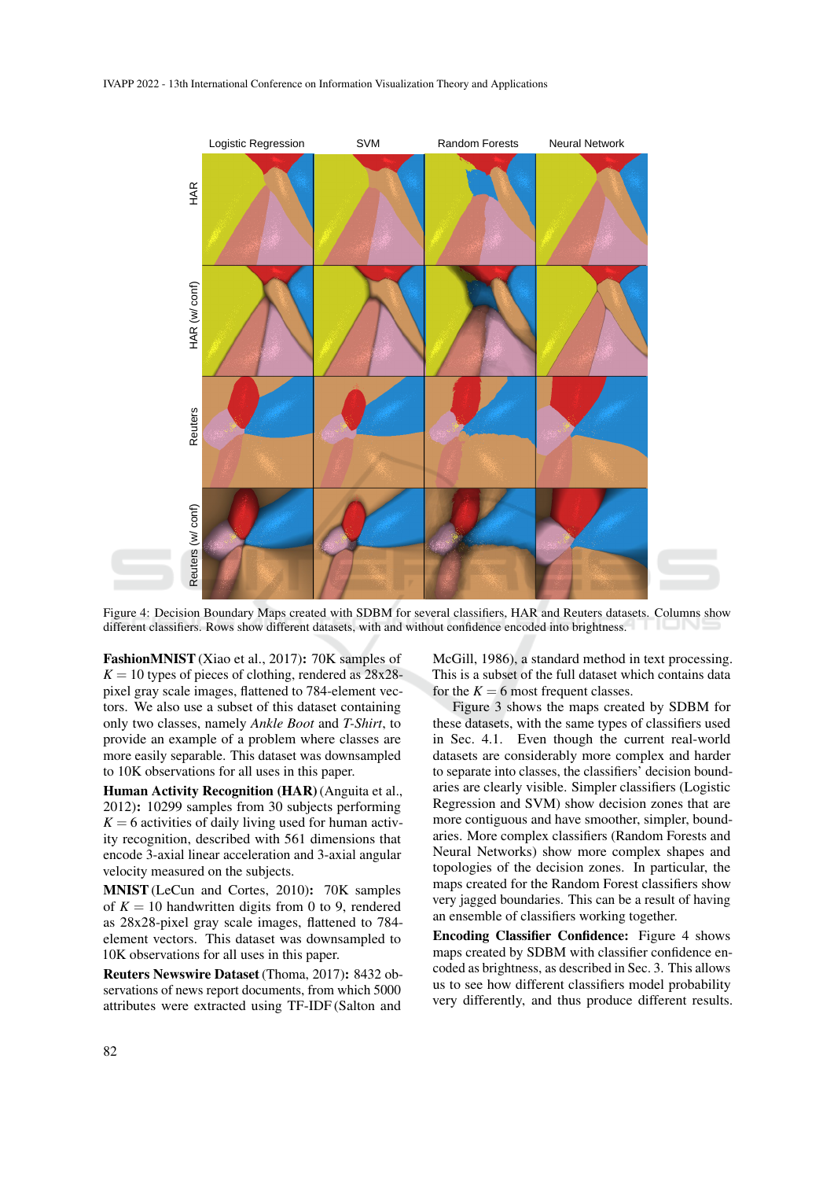Figure 4: Decision Boundary Maps created with SDBM for several classifiers, HAR and Reuters datasets. Columns show different classifiers. Rows show different datasets, with and without confidence encoded into brightness.

**FashionMNIST** (Xiao et al., 2017)**:** 70K samples of $K = 10$ types of pieces of clothing, rendered as 28x28-pixel gray scale images, flattened to 784-element vectors. We also use a subset of this dataset containing only two classes, namely *Ankle Boot* and *T-Shirt*, to provide an example of a problem where classes are more easily separable. This dataset was downsampled to 10K observations for all uses in this paper.

**Human Activity Recognition (HAR)** (Anguita et al., 2012)**:** 10299 samples from 30 subjects performing $K = 6$ activities of daily living used for human activity recognition, described with 561 dimensions that encode 3-axial linear acceleration and 3-axial angular velocity measured on the subjects.

**MNIST** (LeCun and Cortes, 2010)**:** 70K samples of $K = 10$ handwritten digits from 0 to 9, rendered as 28x28-pixel gray scale images, flattened to 784-element vectors. This dataset was downsampled to 10K observations for all uses in this paper.

**Reuters Newswire Dataset** (Thoma, 2017)**:** 8432 observations of news report documents, from which 5000 attributes were extracted using TF-IDF (Salton and McGill, 1986), a standard method in text processing. This is a subset of the full dataset which contains data for the $K = 6$ most frequent classes.

Figure 3 shows the maps created by SDBM for these datasets, with the same types of classifiers used in Sec. 4.1. Even though the current real-world datasets are considerably more complex and harder to separate into classes, the classifiers' decision boundaries are clearly visible. Simpler classifiers (Logistic Regression and SVM) show decision zones that are more contiguous and have smoother, simpler, boundaries. More complex classifiers (Random Forests and Neural Networks) show more complex shapes and topologies of the decision zones. In particular, the maps created for the Random Forest classifiers show very jagged boundaries. This can be a result of having an ensemble of classifiers working together.

**Encoding Classifier Confidence:** Figure 4 shows maps created by SDBM with classifier confidence encoded as brightness, as described in Sec. 3. This allows us to see how different classifiers model probability very differently, and thus produce different results.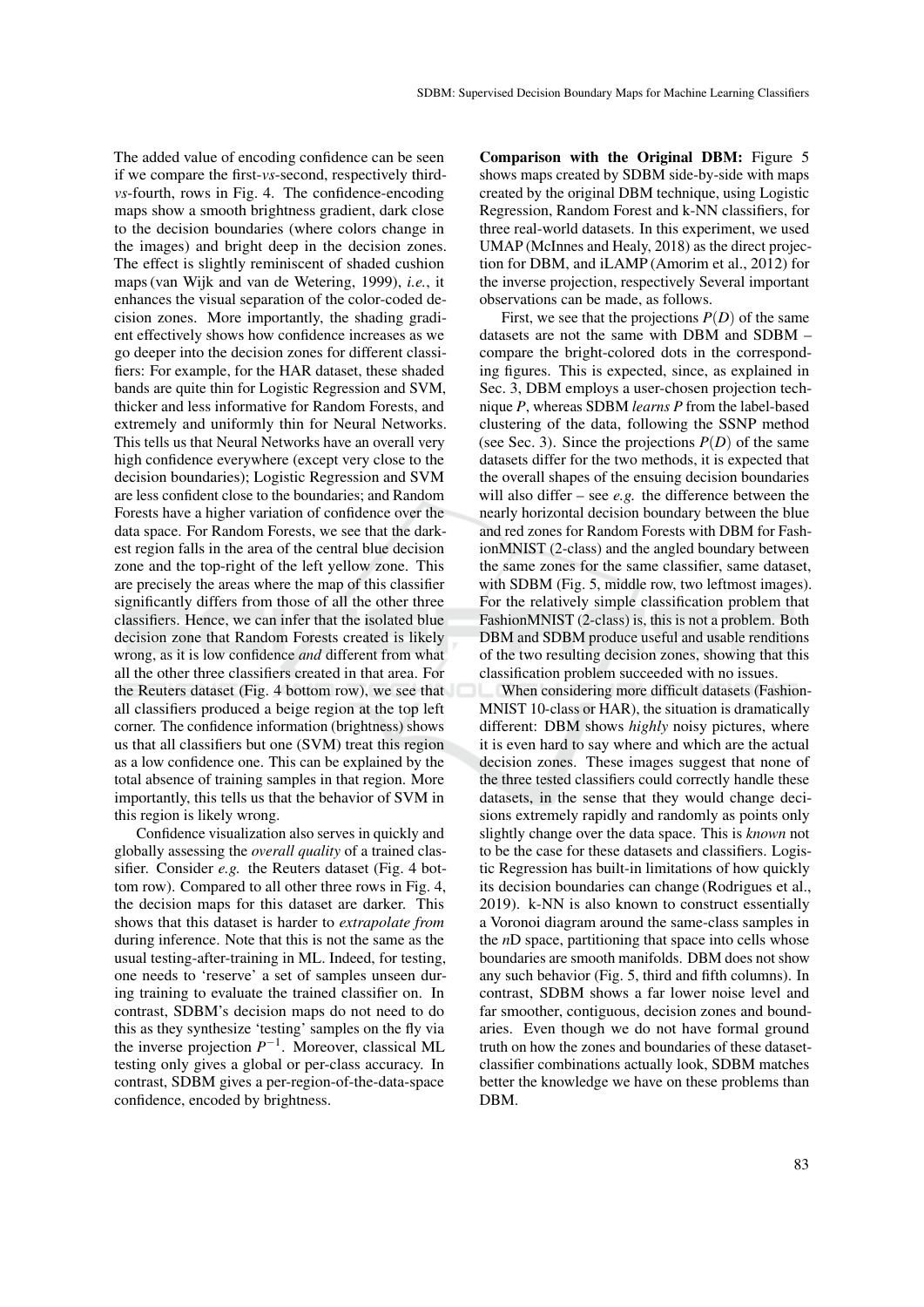The added value of encoding confidence can be seen if we compare the first-*vs*-second, respectively third-*vs*-fourth, rows in Fig. 4. The confidence-encoding maps show a smooth brightness gradient, dark close to the decision boundaries (where colors change in the images) and bright deep in the decision zones. The effect is slightly reminiscent of shaded cushion maps (van Wijk and van de Wetering, 1999), *i.e.*, it enhances the visual separation of the color-coded decision zones. More importantly, the shading gradient effectively shows how confidence increases as we go deeper into the decision zones for different classifiers: For example, for the HAR dataset, these shaded bands are quite thin for Logistic Regression and SVM, thicker and less informative for Random Forests, and extremely and uniformly thin for Neural Networks. This tells us that Neural Networks have an overall very high confidence everywhere (except very close to the decision boundaries); Logistic Regression and SVM are less confident close to the boundaries; and Random Forests have a higher variation of confidence over the data space. For Random Forests, we see that the darkest region falls in the area of the central blue decision zone and the top-right of the left yellow zone. This are precisely the areas where the map of this classifier significantly differs from those of all the other three classifiers. Hence, we can infer that the isolated blue decision zone that Random Forests created is likely wrong, as it is low confidence *and* different from what all the other three classifiers created in that area. For the Reuters dataset (Fig. 4 bottom row), we see that all classifiers produced a beige region at the top left corner. The confidence information (brightness) shows us that all classifiers but one (SVM) treat this region as a low confidence one. This can be explained by the total absence of training samples in that region. More importantly, this tells us that the behavior of SVM in this region is likely wrong.

Confidence visualization also serves in quickly and globally assessing the *overall quality* of a trained classifier. Consider *e.g.* the Reuters dataset (Fig. 4 bottom row). Compared to all other three rows in Fig. 4, the decision maps for this dataset are darker. This shows that this dataset is harder to *extrapolate from* during inference. Note that this is not the same as the usual testing-after-training in ML. Indeed, for testing, one needs to 'reserve' a set of samples unseen during training to evaluate the trained classifier on. In contrast, SDBM's decision maps do not need to do this as they synthesize 'testing' samples on the fly via the inverse projection $P^{-1}$. Moreover, classical ML testing only gives a global or per-class accuracy. In contrast, SDBM gives a per-region-of-the-data-space confidence, encoded by brightness.

**Comparison with the Original DBM:** Figure 5 shows maps created by SDBM side-by-side with maps created by the original DBM technique, using Logistic Regression, Random Forest and k-NN classifiers, for three real-world datasets. In this experiment, we used UMAP (McInnes and Healy, 2018) as the direct projection for DBM, and iLAMP (Amorim et al., 2012) for the inverse projection, respectively Several important observations can be made, as follows.

First, we see that the projections $P(D)$ of the same datasets are not the same with DBM and SDBM – compare the bright-colored dots in the corresponding figures. This is expected, since, as explained in Sec. 3, DBM employs a user-chosen projection technique $P$, whereas SDBM *learns* $P$ from the label-based clustering of the data, following the SSNP method (see Sec. 3). Since the projections $P(D)$ of the same datasets differ for the two methods, it is expected that the overall shapes of the ensuing decision boundaries will also differ – see *e.g.* the difference between the nearly horizontal decision boundary between the blue and red zones for Random Forests with DBM for FashionMNIST (2-class) and the angled boundary between the same zones for the same classifier, same dataset, with SDBM (Fig. 5, middle row, two leftmost images). For the relatively simple classification problem that FashionMNIST (2-class) is, this is not a problem. Both DBM and SDBM produce useful and usable renditions of the two resulting decision zones, showing that this classification problem succeeded with no issues.

When considering more difficult datasets (FashionMNIST 10-class or HAR), the situation is dramatically different: DBM shows *highly* noisy pictures, where it is even hard to say where and which are the actual decision zones. These images suggest that none of the three tested classifiers could correctly handle these datasets, in the sense that they would change decisions extremely rapidly and randomly as points only slightly change over the data space. This is *known* not to be the case for these datasets and classifiers. Logistic Regression has built-in limitations of how quickly its decision boundaries can change (Rodrigues et al., 2019). k-NN is also known to construct essentially a Voronoi diagram around the same-class samples in the $n$D space, partitioning that space into cells whose boundaries are smooth manifolds. DBM does not show any such behavior (Fig. 5, third and fifth columns). In contrast, SDBM shows a far lower noise level and far smoother, contiguous, decision zones and boundaries. Even though we do not have formal ground truth on how the zones and boundaries of these dataset-classifier combinations actually look, SDBM matches better the knowledge we have on these problems than DBM.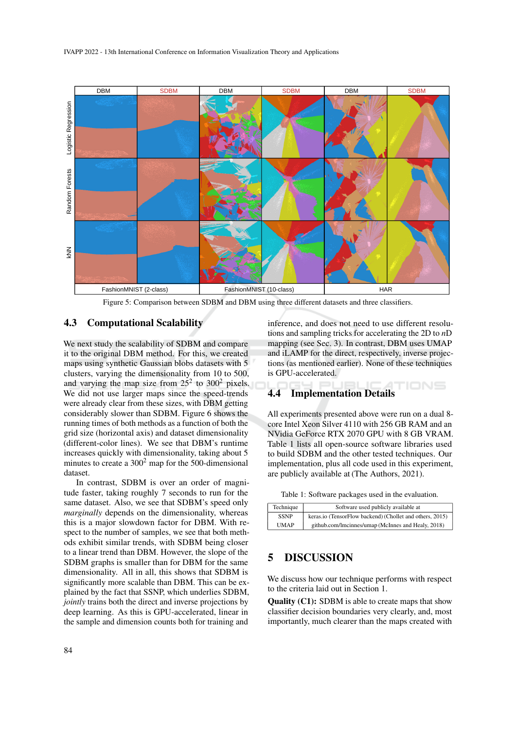Figure 5: Comparison between SDBM and DBM using three different datasets and three classifiers.

### 4.3 Computational Scalability

We next study the scalability of SDBM and compare it to the original DBM method. For this, we created maps using synthetic Gaussian blobs datasets with 5 clusters, varying the dimensionality from 10 to 500, and varying the map size from $25^2$ to $300^2$ pixels. We did not use larger maps since the speed-trends were already clear from these sizes, with DBM getting considerably slower than SDBM. Figure 6 shows the running times of both methods as a function of both the grid size (horizontal axis) and dataset dimensionality (different-color lines). We see that DBM's runtime increases quickly with dimensionality, taking about 5 minutes to create a $300^2$ map for the 500-dimensional dataset.

In contrast, SDBM is over an order of magnitude faster, taking roughly 7 seconds to run for the same dataset. Also, we see that SDBM's speed only *marginally* depends on the dimensionality, whereas this is a major slowdown factor for DBM. With respect to the number of samples, we see that both methods exhibit similar trends, with SDBM being closer to a linear trend than DBM. However, the slope of the SDBM graphs is smaller than for DBM for the same dimensionality. All in all, this shows that SDBM is significantly more scalable than DBM. This can be explained by the fact that SSNP, which underlies SDBM, *jointly* trains both the direct and inverse projections by deep learning. As this is GPU-accelerated, linear in the sample and dimension counts both for training and inference, and does not need to use different resolutions and sampling tricks for accelerating the 2D to $n$D mapping (see Sec. 3). In contrast, DBM uses UMAP and iLAMP for the direct, respectively, inverse projections (as mentioned earlier). None of these techniques is GPU-accelerated.

### 4.4 Implementation Details

All experiments presented above were run on a dual 8-core Intel Xeon Silver 4110 with 256 GB RAM and an NVidia GeForce RTX 2070 GPU with 8 GB VRAM. Table 1 lists all open-source software libraries used to build SDBM and the other tested techniques. Our implementation, plus all code used in this experiment, are publicly available at (The Authors, 2021).

Table 1: Software packages used in the evaluation.

| Technique | Software used publicly available at |
|---|---|
| SSNP | keras.io (TensorFlow backend) (Chollet and others, 2015) |
| UMAP | github.com/lmcinnes/umap (McInnes and Healy, 2018) |

## 5 DISCUSSION

We discuss how our technique performs with respect to the criteria laid out in Section 1.

**Quality (C1):** SDBM is able to create maps that show classifier decision boundaries very clearly, and, most importantly, much clearer than the maps created with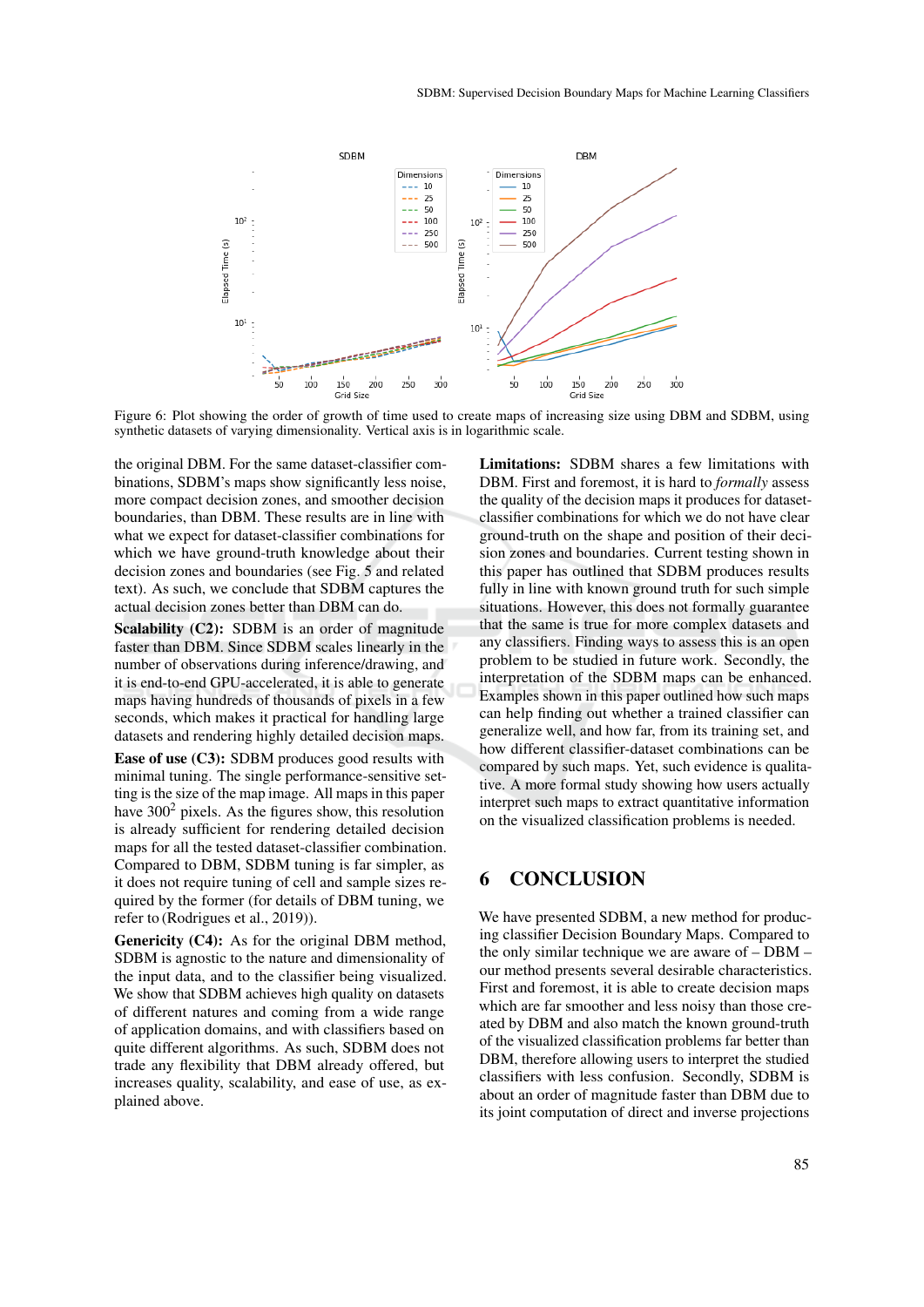Figure 6: Plot showing the order of growth of time used to create maps of increasing size using DBM and SDBM, using synthetic datasets of varying dimensionality. Vertical axis is in logarithmic scale.

the original DBM. For the same dataset-classifier combinations, SDBM's maps show significantly less noise, more compact decision zones, and smoother decision boundaries, than DBM. These results are in line with what we expect for dataset-classifier combinations for which we have ground-truth knowledge about their decision zones and boundaries (see Fig. 5 and related text). As such, we conclude that SDBM captures the actual decision zones better than DBM can do.

**Scalability (C2):** SDBM is an order of magnitude faster than DBM. Since SDBM scales linearly in the number of observations during inference/drawing, and it is end-to-end GPU-accelerated, it is able to generate maps having hundreds of thousands of pixels in a few seconds, which makes it practical for handling large datasets and rendering highly detailed decision maps.

**Ease of use (C3):** SDBM produces good results with minimal tuning. The single performance-sensitive setting is the size of the map image. All maps in this paper have $300^2$ pixels. As the figures show, this resolution is already sufficient for rendering detailed decision maps for all the tested dataset-classifier combination. Compared to DBM, SDBM tuning is far simpler, as it does not require tuning of cell and sample sizes required by the former (for details of DBM tuning, we refer to (Rodrigues et al., 2019)).

**Genericity (C4):** As for the original DBM method, SDBM is agnostic to the nature and dimensionality of the input data, and to the classifier being visualized. We show that SDBM achieves high quality on datasets of different natures and coming from a wide range of application domains, and with classifiers based on quite different algorithms. As such, SDBM does not trade any flexibility that DBM already offered, but increases quality, scalability, and ease of use, as explained above.

**Limitations:** SDBM shares a few limitations with DBM. First and foremost, it is hard to *formally* assess the quality of the decision maps it produces for dataset-classifier combinations for which we do not have clear ground-truth on the shape and position of their decision zones and boundaries. Current testing shown in this paper has outlined that SDBM produces results fully in line with known ground truth for such simple situations. However, this does not formally guarantee that the same is true for more complex datasets and any classifiers. Finding ways to assess this is an open problem to be studied in future work. Secondly, the interpretation of the SDBM maps can be enhanced. Examples shown in this paper outlined how such maps can help finding out whether a trained classifier can generalize well, and how far, from its training set, and how different classifier-dataset combinations can be compared by such maps. Yet, such evidence is qualitative. A more formal study showing how users actually interpret such maps to extract quantitative information on the visualized classification problems is needed.

## 6 CONCLUSION

We have presented SDBM, a new method for producing classifier Decision Boundary Maps. Compared to the only similar technique we are aware of – DBM – our method presents several desirable characteristics. First and foremost, it is able to create decision maps which are far smoother and less noisy than those created by DBM and also match the known ground-truth of the visualized classification problems far better than DBM, therefore allowing users to interpret the studied classifiers with less confusion. Secondly, SDBM is about an order of magnitude faster than DBM due to its joint computation of direct and inverse projections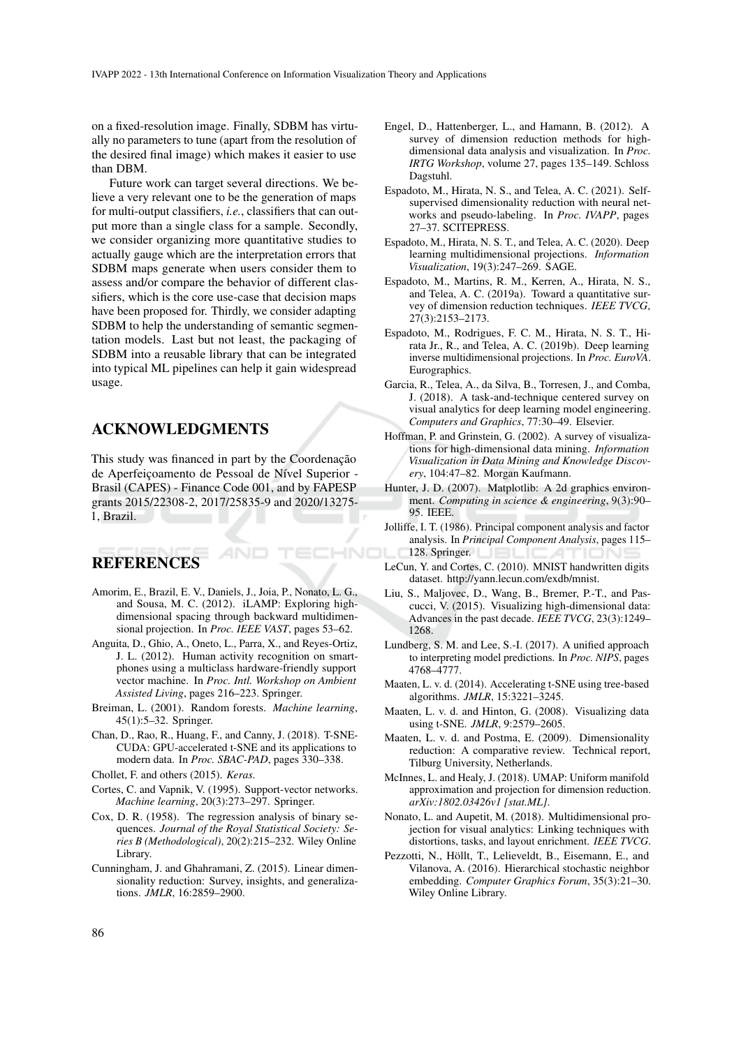on a fixed-resolution image. Finally, SDBM has virtually no parameters to tune (apart from the resolution of the desired final image) which makes it easier to use than DBM.

Future work can target several directions. We believe a very relevant one to be the generation of maps for multi-output classifiers, *i.e.*, classifiers that can output more than a single class for a sample. Secondly, we consider organizing more quantitative studies to actually gauge which are the interpretation errors that SDBM maps generate when users consider them to assess and/or compare the behavior of different classifiers, which is the core use-case that decision maps have been proposed for. Thirdly, we consider adapting SDBM to help the understanding of semantic segmentation models. Last but not least, the packaging of SDBM into a reusable library that can be integrated into typical ML pipelines can help it gain widespread usage.

## ACKNOWLEDGMENTS

This study was financed in part by the Coordenação de Aperfeiçoamento de Pessoal de Nível Superior - Brasil (CAPES) - Finance Code 001, and by FAPESP grants 2015/22308-2, 2017/25835-9 and 2020/13275-1, Brazil.

## REFERENCES

Amorim, E., Brazil, E. V., Daniels, J., Joia, P., Nonato, L. G., and Sousa, M. C. (2012). iLAMP: Exploring high-dimensional spacing through backward multidimensional projection. In *Proc. IEEE VAST*, pages 53–62.

Anguita, D., Ghio, A., Oneto, L., Parra, X., and Reyes-Ortiz, J. L. (2012). Human activity recognition on smartphones using a multiclass hardware-friendly support vector machine. In *Proc. Intl. Workshop on Ambient Assisted Living*, pages 216–223. Springer.

Breiman, L. (2001). Random forests. *Machine learning*, 45(1):5–32. Springer.

Chan, D., Rao, R., Huang, F., and Canny, J. (2018). T-SNE-CUDA: GPU-accelerated t-SNE and its applications to modern data. In *Proc. SBAC-PAD*, pages 330–338.

Chollet, F. and others (2015). *Keras*.

Cortes, C. and Vapnik, V. (1995). Support-vector networks. *Machine learning*, 20(3):273–297. Springer.

Cox, D. R. (1958). The regression analysis of binary sequences. *Journal of the Royal Statistical Society: Series B (Methodological)*, 20(2):215–232. Wiley Online Library.

Cunningham, J. and Ghahramani, Z. (2015). Linear dimensionality reduction: Survey, insights, and generalizations. *JMLR*, 16:2859–2900.

Engel, D., Hattenberger, L., and Hamann, B. (2012). A survey of dimension reduction methods for high-dimensional data analysis and visualization. In *Proc. IRTG Workshop*, volume 27, pages 135–149. Schloss Dagstuhl.

Espadoto, M., Hirata, N. S., and Telea, A. C. (2021). Self-supervised dimensionality reduction with neural networks and pseudo-labeling. In *Proc. IVAPP*, pages 27–37. SCITEPRESS.

Espadoto, M., Hirata, N. S. T., and Telea, A. C. (2020). Deep learning multidimensional projections. *Information Visualization*, 19(3):247–269. SAGE.

Espadoto, M., Martins, R. M., Kerren, A., Hirata, N. S., and Telea, A. C. (2019a). Toward a quantitative survey of dimension reduction techniques. *IEEE TVCG*, 27(3):2153–2173.

Espadoto, M., Rodrigues, F. C. M., Hirata, N. S. T., Hirata Jr., R., and Telea, A. C. (2019b). Deep learning inverse multidimensional projections. In *Proc. EuroVA*. Eurographics.

Garcia, R., Telea, A., da Silva, B., Torresen, J., and Comba, J. (2018). A task-and-technique centered survey on visual analytics for deep learning model engineering. *Computers and Graphics*, 77:30–49. Elsevier.

Hoffman, P. and Grinstein, G. (2002). A survey of visualizations for high-dimensional data mining. *Information Visualization in Data Mining and Knowledge Discovery*, 104:47–82. Morgan Kaufmann.

Hunter, J. D. (2007). Matplotlib: A 2d graphics environment. *Computing in science & engineering*, 9(3):90–95. IEEE.

Jolliffe, I. T. (1986). Principal component analysis and factor analysis. In *Principal Component Analysis*, pages 115–128. Springer.

LeCun, Y. and Cortes, C. (2010). MNIST handwritten digits dataset. http://yann.lecun.com/exdb/mnist.

Liu, S., Maljovec, D., Wang, B., Bremer, P.-T., and Pascucci, V. (2015). Visualizing high-dimensional data: Advances in the past decade. *IEEE TVCG*, 23(3):1249–1268.

Lundberg, S. M. and Lee, S.-I. (2017). A unified approach to interpreting model predictions. In *Proc. NIPS*, pages 4768–4777.

Maaten, L. v. d. (2014). Accelerating t-SNE using tree-based algorithms. *JMLR*, 15:3221–3245.

Maaten, L. v. d. and Hinton, G. (2008). Visualizing data using t-SNE. *JMLR*, 9:2579–2605.

Maaten, L. v. d. and Postma, E. (2009). Dimensionality reduction: A comparative review. Technical report, Tilburg University, Netherlands.

McInnes, L. and Healy, J. (2018). UMAP: Uniform manifold approximation and projection for dimension reduction. *arXiv:1802.03426v1 [stat.ML]*.

Nonato, L. and Aupetit, M. (2018). Multidimensional projection for visual analytics: Linking techniques with distortions, tasks, and layout enrichment. *IEEE TVCG*.

Pezzotti, N., Höllt, T., Lelieveldt, B., Eisemann, E., and Vilanova, A. (2016). Hierarchical stochastic neighbor embedding. *Computer Graphics Forum*, 35(3):21–30. Wiley Online Library.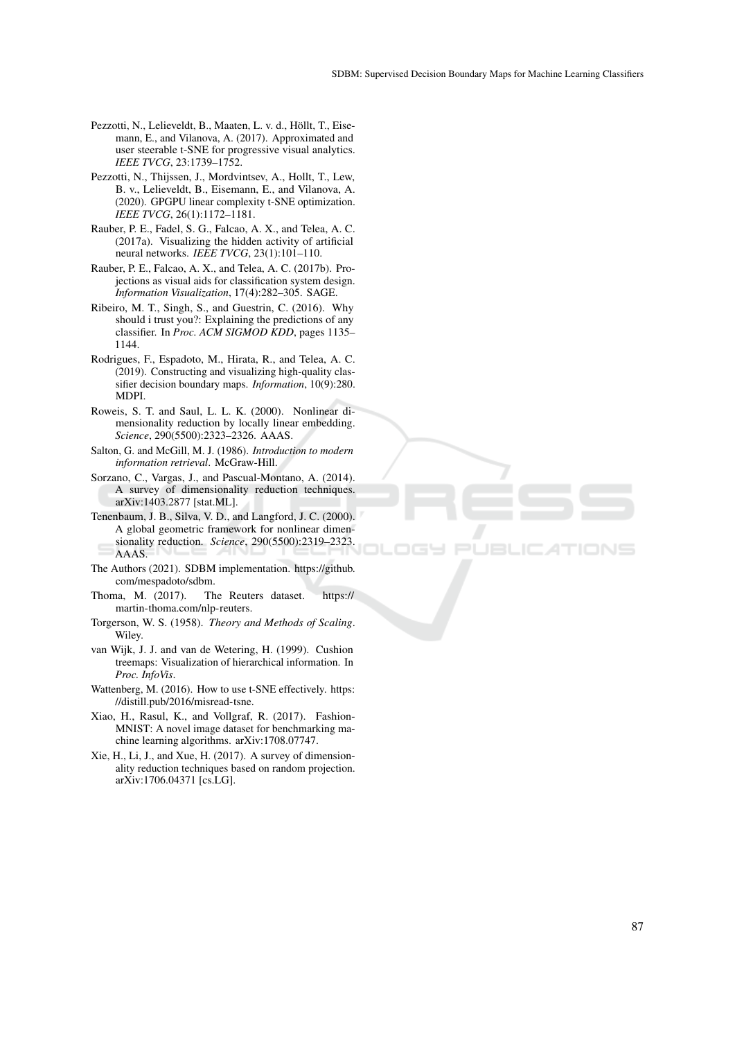Pezzotti, N., Lelieveldt, B., Maaten, L. v. d., Höllt, T., Eisemann, E., and Vilanova, A. (2017). Approximated and user steerable t-SNE for progressive visual analytics. *IEEE TVCG*, 23:1739–1752.

Pezzotti, N., Thijssen, J., Mordvintsev, A., Hollt, T., Lew, B. v., Lelieveldt, B., Eisemann, E., and Vilanova, A. (2020). GPGPU linear complexity t-SNE optimization. *IEEE TVCG*, 26(1):1172–1181.

Rauber, P. E., Fadel, S. G., Falcao, A. X., and Telea, A. C. (2017a). Visualizing the hidden activity of artificial neural networks. *IEEE TVCG*, 23(1):101–110.

Rauber, P. E., Falcao, A. X., and Telea, A. C. (2017b). Projections as visual aids for classification system design. *Information Visualization*, 17(4):282–305. SAGE.

Ribeiro, M. T., Singh, S., and Guestrin, C. (2016). Why should i trust you?: Explaining the predictions of any classifier. In *Proc. ACM SIGMOD KDD*, pages 1135–1144.

Rodrigues, F., Espadoto, M., Hirata, R., and Telea, A. C. (2019). Constructing and visualizing high-quality classifier decision boundary maps. *Information*, 10(9):280. MDPI.

Roweis, S. T. and Saul, L. L. K. (2000). Nonlinear dimensionality reduction by locally linear embedding. *Science*, 290(5500):2323–2326. AAAS.

Salton, G. and McGill, M. J. (1986). *Introduction to modern information retrieval*. McGraw-Hill.

Sorzano, C., Vargas, J., and Pascual-Montano, A. (2014). A survey of dimensionality reduction techniques. arXiv:1403.2877 [stat.ML].

Tenenbaum, J. B., Silva, V. D., and Langford, J. C. (2000). A global geometric framework for nonlinear dimensionality reduction. *Science*, 290(5500):2319–2323. AAAS.

The Authors (2021). SDBM implementation. https://github.com/mespadoto/sdbm.

Thoma, M. (2017). The Reuters dataset. https://martin-thoma.com/nlp-reuters.

Torgerson, W. S. (1958). *Theory and Methods of Scaling*. Wiley.

van Wijk, J. J. and van de Wetering, H. (1999). Cushion treemaps: Visualization of hierarchical information. In *Proc. InfoVis*.

Wattenberg, M. (2016). How to use t-SNE effectively. https://distill.pub/2016/misread-tsne.

Xiao, H., Rasul, K., and Vollgraf, R. (2017). Fashion-MNIST: A novel image dataset for benchmarking machine learning algorithms. arXiv:1708.07747.

Xie, H., Li, J., and Xue, H. (2017). A survey of dimensionality reduction techniques based on random projection. arXiv:1706.04371 [cs.LG].